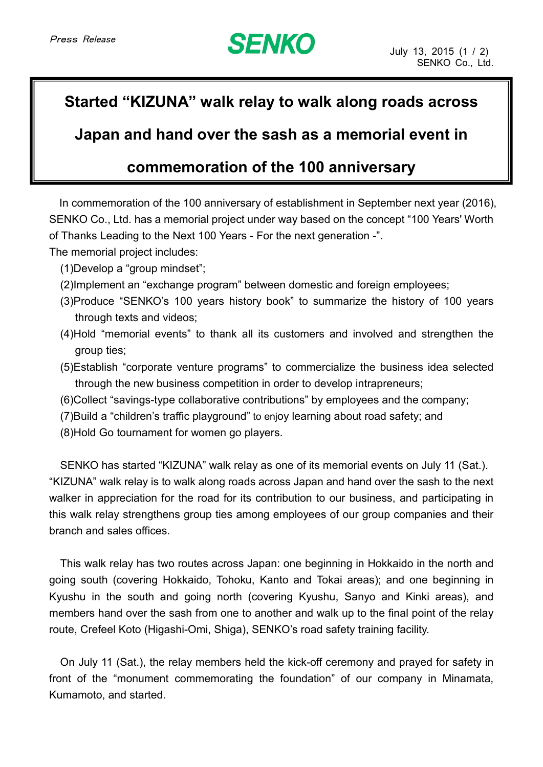*Press Release*

**SENKO**

July 13, 2015

SENKO Co., Ltd.

# Started "KIZUNA" walk relay to walk along roads across Japan and hand over the sash as a memorial event in commemoration of the 100 anniversary

In commemoration of the 100 anniversary of establishment in September next year (2016), SENKO Co., Ltd. has a memorial project under way based on the concept "100 Years' Worth of Thanks Leading to the Next 100 Years - For the next generation -".

The memorial project includes:

(1)Develop a "group mindset";

(2)Implement an "exchange program" between domestic and foreign employees;

(3)Produce "SENKO's 100 years history book" to summarize the history of 100 years through texts and videos;

(4)Hold "memorial events" to thank all its customers and involved and strengthen the group ties;

(5)Establish "corporate venture programs" to commercialize the business idea selected through the new business competition in order to develop intrapreneurs;

(6)Collect "savings-type collaborative contributions" by employees and the company;

(7)Build a "children's traffic playground" to enjoy learning about road safety; and

(8)Hold Go tournament for women go players.

SENKO has started "KIZUNA" walk relay as one of its memorial events on July 11 (Sat.). "KIZUNA" walk relay is to walk along roads across Japan and hand over the sash to the next walker in appreciation for the road for its contribution to our business, and participating in this walk relay strengthens group ties among employees of our group companies and their branch and sales offices.

This walk relay has two routes across Japan: one beginning in Hokkaido in the north and going south (covering Hokkaido, Tohoku, Kanto and Tokai areas); and one beginning in Kyushu in the south and going north (covering Kyushu, Sanyo and Kinki areas), and members hand over the sash from one to another and walk up to the final point of the relay route, Crefeel Koto (Higashi-Omi, Shiga), SENKO's road safety training facility.

On July 11 (Sat.), the relay members held the kick-off ceremony and prayed for safety in front of the "monument commemorating the foundation" of our company in Minamata, Kumamoto, and started.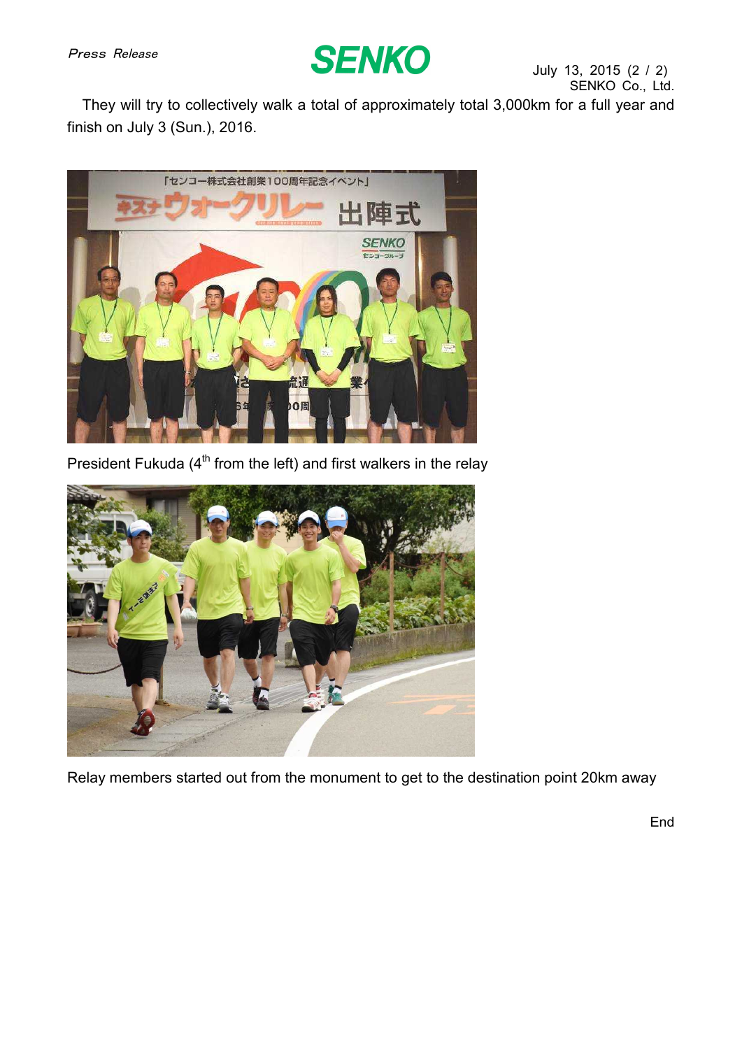They will try to collectively walk a total of approximately total 3,000km for a full year and finish on July 3 (Sun.), 2016.

President Fukuda (4th from the left) and first walkers in the relay

Relay members started out from the monument to get to the destination point 20km away

End